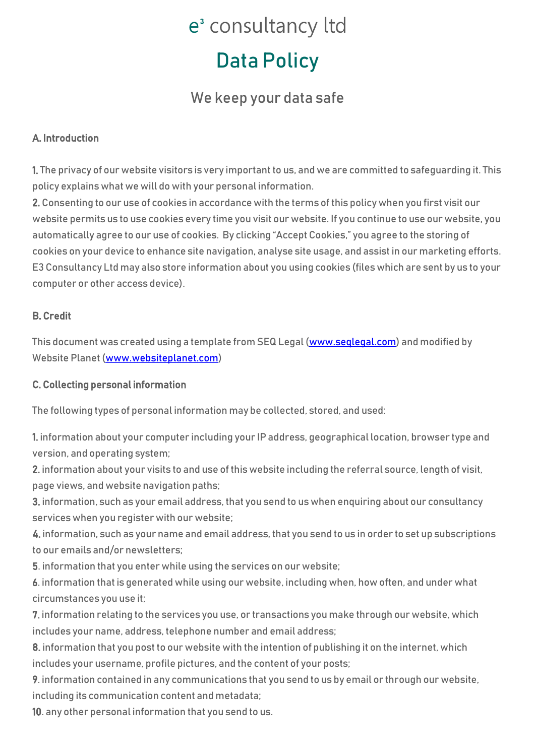# e³ consultancy ltd

# Data Policy

## We keep your data safe

**A. Introduction**

**1.** The privacy of our website visitors is very important to us, and we are committed to safeguarding it. This policy explains what we will do with your personal information.

**2.** Consenting to our use of cookies in accordance with the terms of this policy when you first visit our website permits us to use cookies every time you visit our website. If you continue to use our website, you automatically agree to our use of cookies. By clicking "Accept Cookies," you agree to the storing of cookies on your device to enhance site navigation, analyse site usage, and assist in our marketing efforts. E3 Consultancy Ltd may also store information about you using cookies (files which are sent by us to your computer or other access device).

**B. Credit**

This document was created using a template from SEQ Legal (www.seqlegal.com) and modified by Website Planet (www.websiteplanet.com)

**C. Collecting personal information**

The following types of personal information may be collected, stored, and used:

**1.** information about your computer including your IP address, geographical location, browser type and version, and operating system;

**2.** information about your visits to and use of this website including the referral source, length of visit, page views, and website navigation paths;

**3.** information, such as your email address, that you send to us when enquiring about our consultancy services when you register with our website;

**4.** information, such as your name and email address, that you send to us in order to set up subscriptions to our emails and/or newsletters;

**5**. information that you enter while using the services on our website;

**6**. information that is generated while using our website, including when, how often, and under what circumstances you use it;

**7.** information relating to the services you use, or transactions you make through our website, which includes your name, address, telephone number and email address;

**8.** information that you post to our website with the intention of publishing it on the internet, which includes your username, profile pictures, and the content of your posts;

**9**. information contained in any communications that you send to us by email or through our website, including its communication content and metadata;

**10**. any other personal information that you send to us.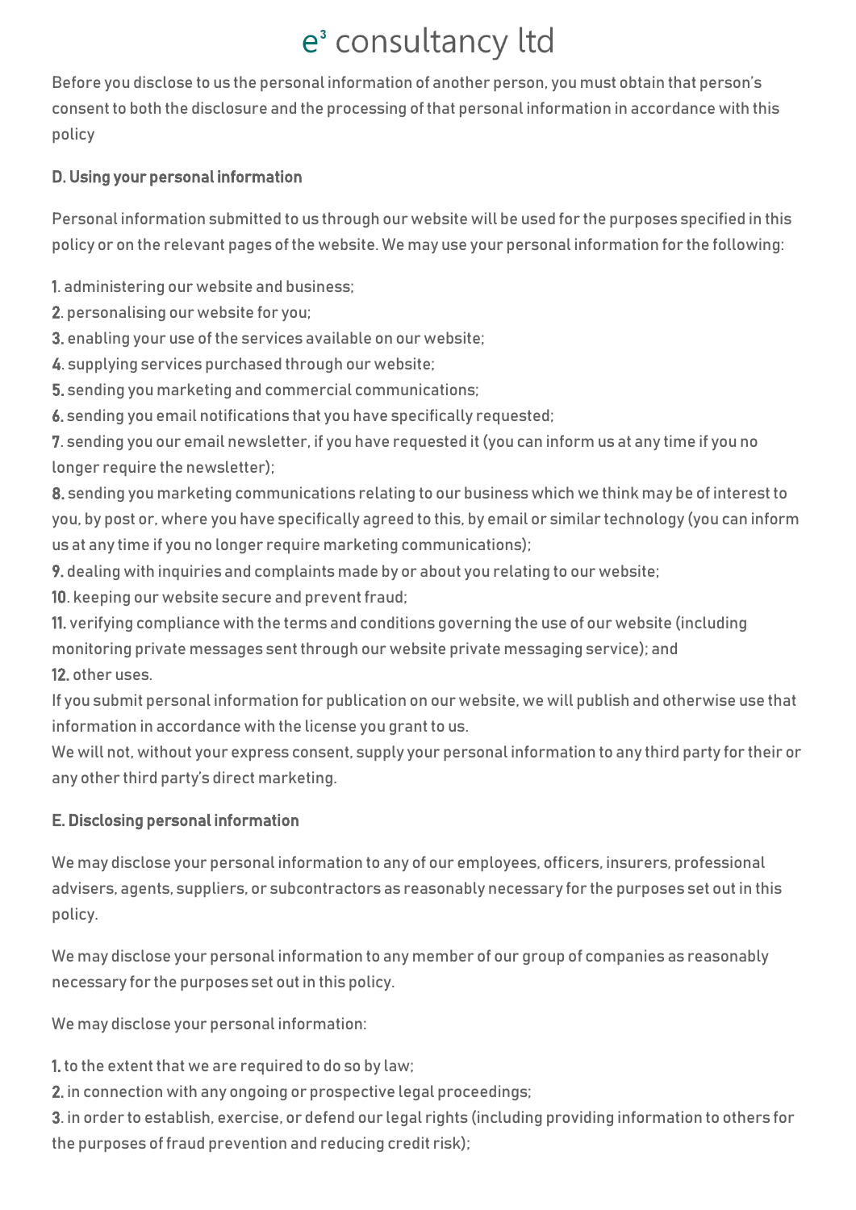Before you disclose to us the personal information of another person, you must obtain that person's consent to both the disclosure and the processing of that personal information in accordance with this policy

## D. Using your personal information

Personal information submitted to us through our website will be used for the purposes specified in this policy or on the relevant pages of the website. We may use your personal information for the following:

1. administering our website and business;
2. personalising our website for you;
3. enabling your use of the services available on our website;
4. supplying services purchased through our website;
5. sending you marketing and commercial communications;
6. sending you email notifications that you have specifically requested;
7. sending you our email newsletter, if you have requested it (you can inform us at any time if you no longer require the newsletter);
8. sending you marketing communications relating to our business which we think may be of interest to you, by post or, where you have specifically agreed to this, by email or similar technology (you can inform us at any time if you no longer require marketing communications);
9. dealing with inquiries and complaints made by or about you relating to our website;
10. keeping our website secure and prevent fraud;
11. verifying compliance with the terms and conditions governing the use of our website (including monitoring private messages sent through our website private messaging service); and
12. other uses.

If you submit personal information for publication on our website, we will publish and otherwise use that information in accordance with the license you grant to us.

We will not, without your express consent, supply your personal information to any third party for their or any other third party's direct marketing.

## E. Disclosing personal information

We may disclose your personal information to any of our employees, officers, insurers, professional advisers, agents, suppliers, or subcontractors as reasonably necessary for the purposes set out in this policy.

We may disclose your personal information to any member of our group of companies as reasonably necessary for the purposes set out in this policy.

We may disclose your personal information:

1. to the extent that we are required to do so by law;
2. in connection with any ongoing or prospective legal proceedings;
3. in order to establish, exercise, or defend our legal rights (including providing information to others for the purposes of fraud prevention and reducing credit risk);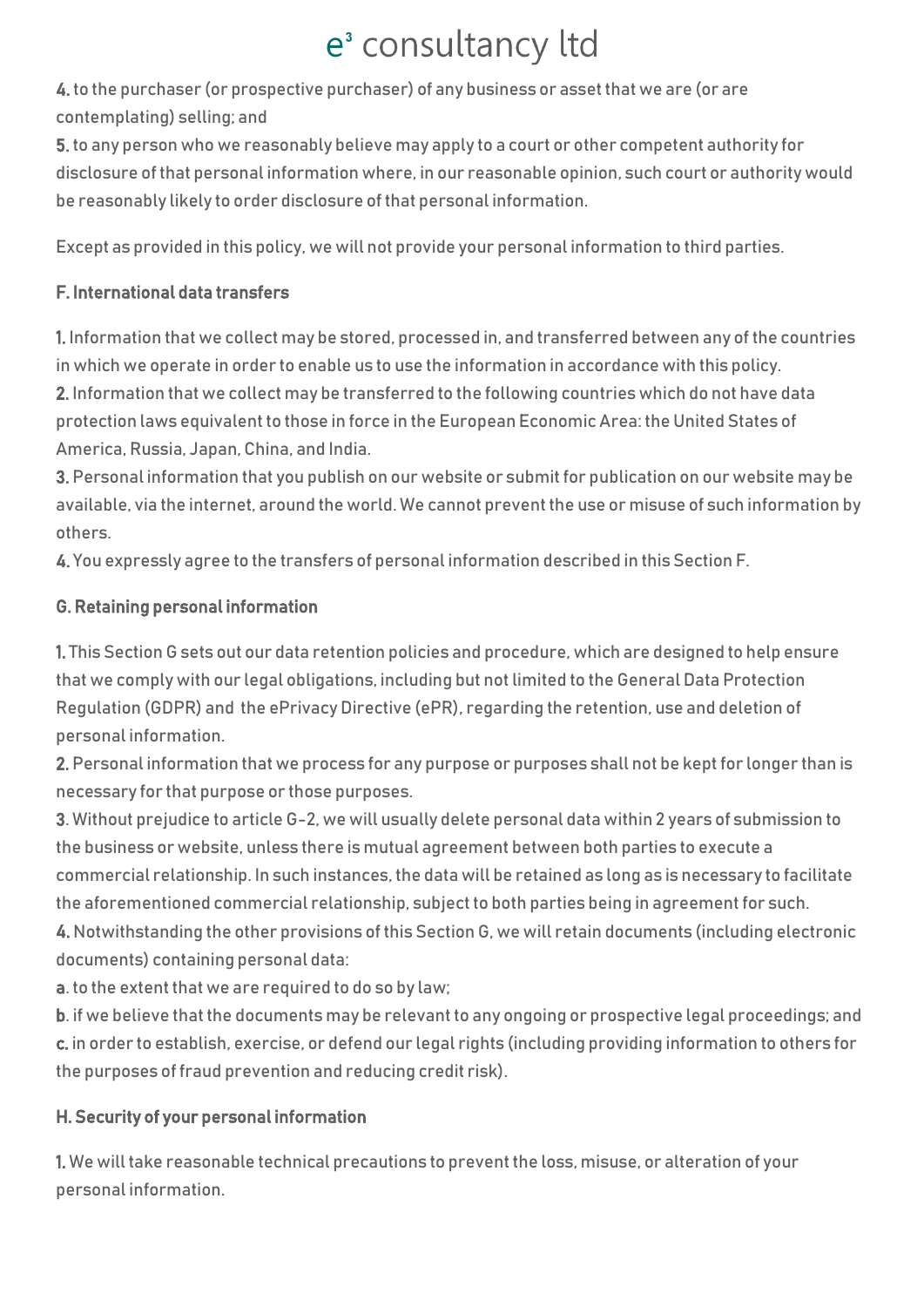4. to the purchaser (or prospective purchaser) of any business or asset that we are (or are contemplating) selling; and

5. to any person who we reasonably believe may apply to a court or other competent authority for disclosure of that personal information where, in our reasonable opinion, such court or authority would be reasonably likely to order disclosure of that personal information.

Except as provided in this policy, we will not provide your personal information to third parties.

### F. International data transfers

1. Information that we collect may be stored, processed in, and transferred between any of the countries in which we operate in order to enable us to use the information in accordance with this policy.
2. Information that we collect may be transferred to the following countries which do not have data protection laws equivalent to those in force in the European Economic Area: the United States of America, Russia, Japan, China, and India.
3. Personal information that you publish on our website or submit for publication on our website may be available, via the internet, around the world. We cannot prevent the use or misuse of such information by others.
4. You expressly agree to the transfers of personal information described in this Section F.

### G. Retaining personal information

1. This Section G sets out our data retention policies and procedure, which are designed to help ensure that we comply with our legal obligations, including but not limited to the General Data Protection Regulation (GDPR) and the ePrivacy Directive (ePR), regarding the retention, use and deletion of personal information.
2. Personal information that we process for any purpose or purposes shall not be kept for longer than is necessary for that purpose or those purposes.
3. Without prejudice to article G-2, we will usually delete personal data within 2 years of submission to the business or website, unless there is mutual agreement between both parties to execute a commercial relationship. In such instances, the data will be retained as long as is necessary to facilitate the aforementioned commercial relationship, subject to both parties being in agreement for such.
4. Notwithstanding the other provisions of this Section G, we will retain documents (including electronic documents) containing personal data:

a. to the extent that we are required to do so by law;

b. if we believe that the documents may be relevant to any ongoing or prospective legal proceedings; and

c. in order to establish, exercise, or defend our legal rights (including providing information to others for the purposes of fraud prevention and reducing credit risk).

### H. Security of your personal information

1. We will take reasonable technical precautions to prevent the loss, misuse, or alteration of your personal information.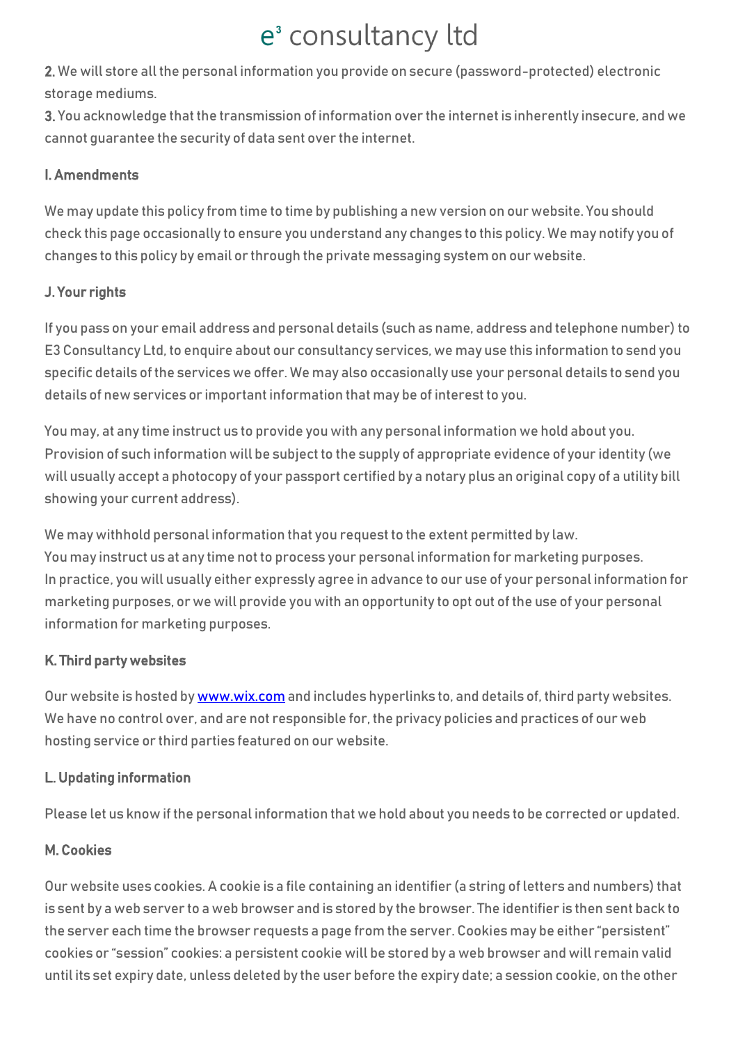**2.** We will store all the personal information you provide on secure (password-protected) electronic storage mediums.

**3.** You acknowledge that the transmission of information over the internet is inherently insecure, and we cannot guarantee the security of data sent over the internet.

### I. Amendments

We may update this policy from time to time by publishing a new version on our website. You should check this page occasionally to ensure you understand any changes to this policy. We may notify you of changes to this policy by email or through the private messaging system on our website.

### J. Your rights

If you pass on your email address and personal details (such as name, address and telephone number) to E3 Consultancy Ltd, to enquire about our consultancy services, we may use this information to send you specific details of the services we offer. We may also occasionally use your personal details to send you details of new services or important information that may be of interest to you.

You may, at any time instruct us to provide you with any personal information we hold about you. Provision of such information will be subject to the supply of appropriate evidence of your identity (we will usually accept a photocopy of your passport certified by a notary plus an original copy of a utility bill showing your current address).

We may withhold personal information that you request to the extent permitted by law.
You may instruct us at any time not to process your personal information for marketing purposes.
In practice, you will usually either expressly agree in advance to our use of your personal information for marketing purposes, or we will provide you with an opportunity to opt out of the use of your personal information for marketing purposes.

### K. Third party websites

Our website is hosted by [www.wix.com](http://www.wix.com) and includes hyperlinks to, and details of, third party websites. We have no control over, and are not responsible for, the privacy policies and practices of our web hosting service or third parties featured on our website.

### L. Updating information

Please let us know if the personal information that we hold about you needs to be corrected or updated.

### M. Cookies

Our website uses cookies. A cookie is a file containing an identifier (a string of letters and numbers) that is sent by a web server to a web browser and is stored by the browser. The identifier is then sent back to the server each time the browser requests a page from the server. Cookies may be either "persistent" cookies or "session" cookies: a persistent cookie will be stored by a web browser and will remain valid until its set expiry date, unless deleted by the user before the expiry date; a session cookie, on the other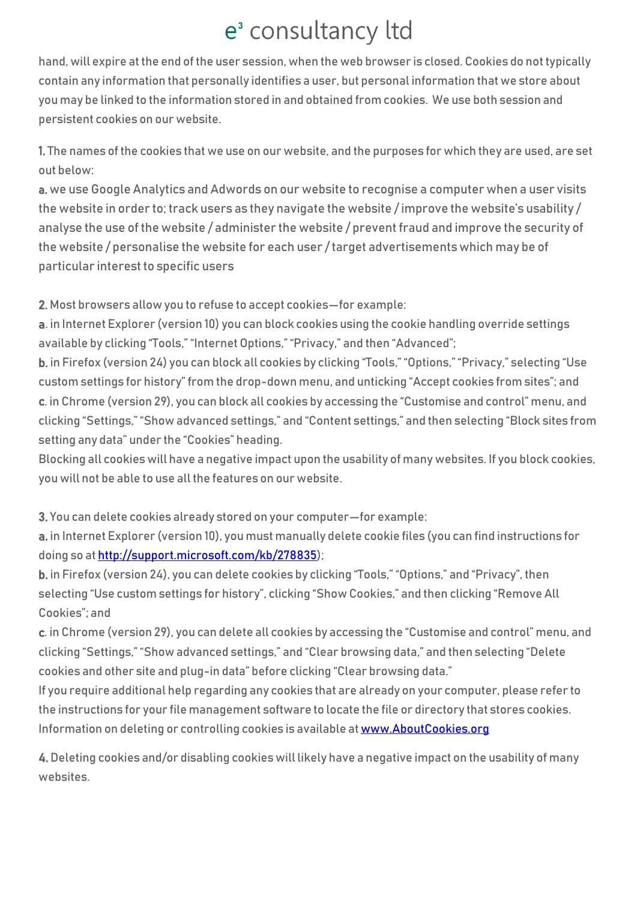hand, will expire at the end of the user session, when the web browser is closed. Cookies do not typically contain any information that personally identifies a user, but personal information that we store about you may be linked to the information stored in and obtained from cookies. We use both session and persistent cookies on our website.

**1.** The names of the cookies that we use on our website, and the purposes for which they are used, are set out below:
**a.** we use Google Analytics and Adwords on our website to recognise a computer when a user visits the website in order to; track users as they navigate the website / improve the website's usability / analyse the use of the website / administer the website / prevent fraud and improve the security of the website / personalise the website for each user / target advertisements which may be of particular interest to specific users

**2.** Most browsers allow you to refuse to accept cookies—for example:
**a**. in Internet Explorer (version 10) you can block cookies using the cookie handling override settings available by clicking "Tools," "Internet Options," "Privacy," and then "Advanced";
**b.** in Firefox (version 24) you can block all cookies by clicking "Tools," "Options," "Privacy," selecting "Use custom settings for history" from the drop-down menu, and unticking "Accept cookies from sites"; and
**c**. in Chrome (version 29), you can block all cookies by accessing the "Customise and control" menu, and clicking "Settings," "Show advanced settings," and "Content settings," and then selecting "Block sites from setting any data" under the "Cookies" heading.
Blocking all cookies will have a negative impact upon the usability of many websites. If you block cookies, you will not be able to use all the features on our website.

**3.** You can delete cookies already stored on your computer—for example:
**a.** in Internet Explorer (version 10), you must manually delete cookie files (you can find instructions for doing so at [http://support.microsoft.com/kb/278835](http://support.microsoft.com/kb/278835));
**b.** in Firefox (version 24), you can delete cookies by clicking "Tools," "Options," and "Privacy", then selecting "Use custom settings for history", clicking "Show Cookies," and then clicking "Remove All Cookies"; and
**c**. in Chrome (version 29), you can delete all cookies by accessing the "Customise and control" menu, and clicking "Settings," "Show advanced settings," and "Clear browsing data," and then selecting "Delete cookies and other site and plug-in data" before clicking "Clear browsing data."
If you require additional help regarding any cookies that are already on your computer, please refer to the instructions for your file management software to locate the file or directory that stores cookies. Information on deleting or controlling cookies is available at [www.AboutCookies.org](http://www.AboutCookies.org)

**4.** Deleting cookies and/or disabling cookies will likely have a negative impact on the usability of many websites.